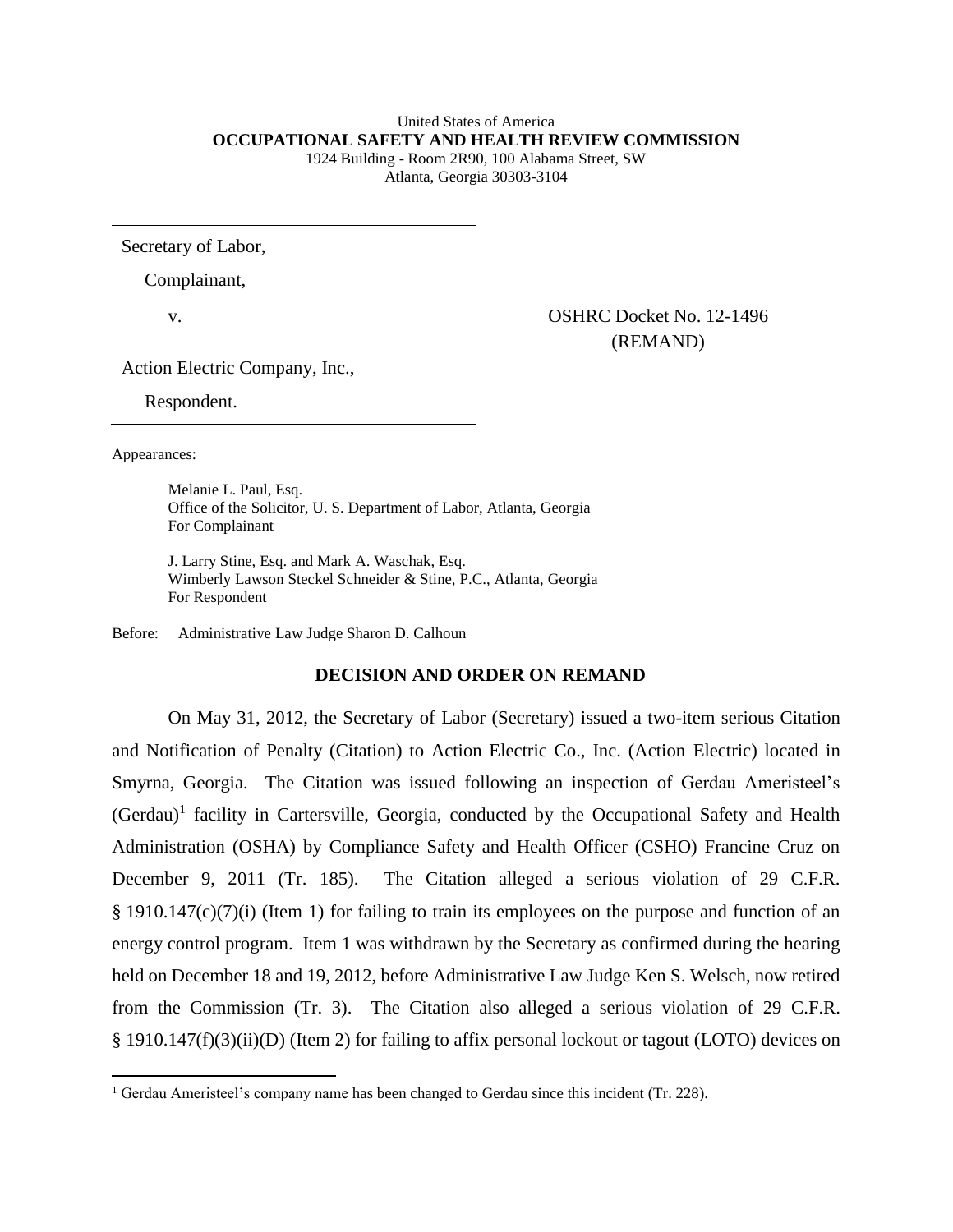United States of America
**OCCUPATIONAL SAFETY AND HEALTH REVIEW COMMISSION**
1924 Building - Room 2R90, 100 Alabama Street, SW
Atlanta, Georgia 30303-3104

| | |
|---|---|
| Secretary of Labor,<br>Complainant,<br>v.<br>Action Electric Company, Inc.,<br>Respondent. | OSHRC Docket No. 12-1496<br>(REMAND) |

Appearances:

Melanie L. Paul, Esq.
Office of the Solicitor, U. S. Department of Labor, Atlanta, Georgia
For Complainant

J. Larry Stine, Esq. and Mark A. Waschak, Esq.
Wimberly Lawson Steckel Schneider & Stine, P.C., Atlanta, Georgia
For Respondent

Before: Administrative Law Judge Sharon D. Calhoun

## DECISION AND ORDER ON REMAND

On May 31, 2012, the Secretary of Labor (Secretary) issued a two-item serious Citation and Notification of Penalty (Citation) to Action Electric Co., Inc. (Action Electric) located in Smyrna, Georgia. The Citation was issued following an inspection of Gerdau Ameristeel's (Gerdau)[1] facility in Cartersville, Georgia, conducted by the Occupational Safety and Health Administration (OSHA) by Compliance Safety and Health Officer (CSHO) Francine Cruz on December 9, 2011 (Tr. 185). The Citation alleged a serious violation of 29 C.F.R. § 1910.147(c)(7)(i) (Item 1) for failing to train its employees on the purpose and function of an energy control program. Item 1 was withdrawn by the Secretary as confirmed during the hearing held on December 18 and 19, 2012, before Administrative Law Judge Ken S. Welsch, now retired from the Commission (Tr. 3). The Citation also alleged a serious violation of 29 C.F.R. § 1910.147(f)(3)(ii)(D) (Item 2) for failing to affix personal lockout or tagout (LOTO) devices on

[1] Gerdau Ameristeel's company name has been changed to Gerdau since this incident (Tr. 228).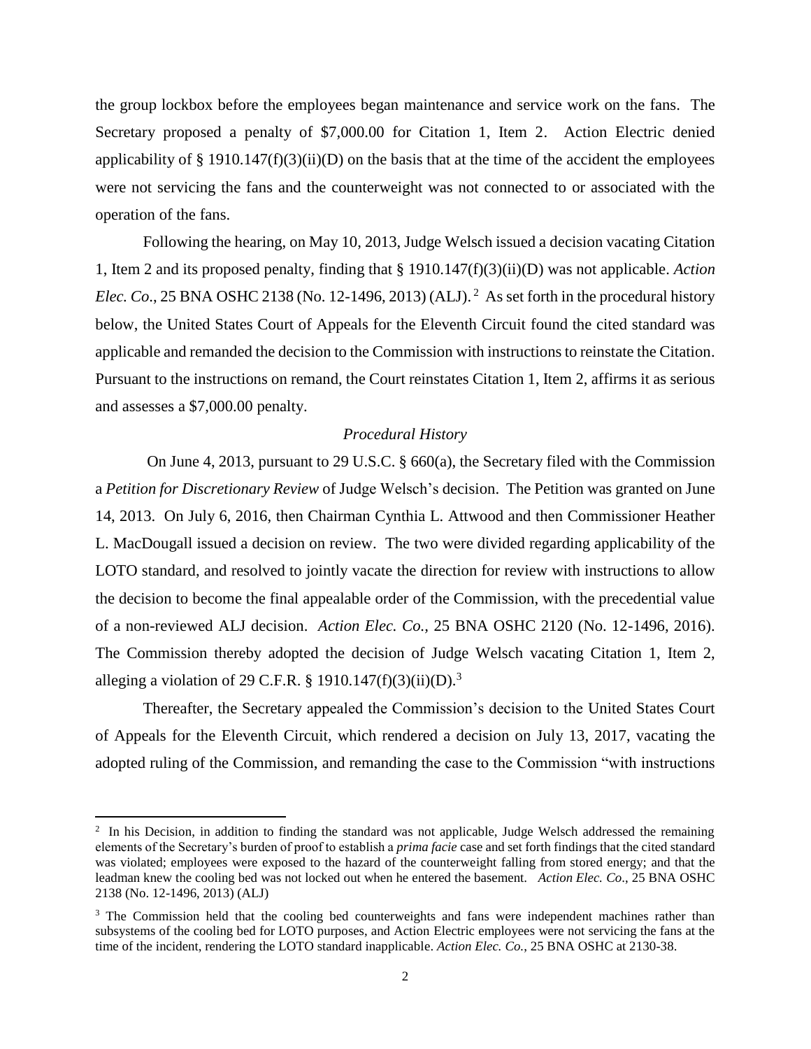the group lockbox before the employees began maintenance and service work on the fans. The Secretary proposed a penalty of $7,000.00 for Citation 1, Item 2. Action Electric denied applicability of § 1910.147(f)(3)(ii)(D) on the basis that at the time of the accident the employees were not servicing the fans and the counterweight was not connected to or associated with the operation of the fans.

Following the hearing, on May 10, 2013, Judge Welsch issued a decision vacating Citation 1, Item 2 and its proposed penalty, finding that § 1910.147(f)(3)(ii)(D) was not applicable. *Action Elec. Co*., 25 BNA OSHC 2138 (No. 12-1496, 2013) (ALJ).[2] As set forth in the procedural history below, the United States Court of Appeals for the Eleventh Circuit found the cited standard was applicable and remanded the decision to the Commission with instructions to reinstate the Citation. Pursuant to the instructions on remand, the Court reinstates Citation 1, Item 2, affirms it as serious and assesses a $7,000.00 penalty.

*Procedural History*

On June 4, 2013, pursuant to 29 U.S.C. § 660(a), the Secretary filed with the Commission a *Petition for Discretionary Review* of Judge Welsch's decision. The Petition was granted on June 14, 2013. On July 6, 2016, then Chairman Cynthia L. Attwood and then Commissioner Heather L. MacDougall issued a decision on review. The two were divided regarding applicability of the LOTO standard, and resolved to jointly vacate the direction for review with instructions to allow the decision to become the final appealable order of the Commission, with the precedential value of a non-reviewed ALJ decision. *Action Elec. Co.,* 25 BNA OSHC 2120 (No. 12-1496, 2016). The Commission thereby adopted the decision of Judge Welsch vacating Citation 1, Item 2, alleging a violation of 29 C.F.R. § 1910.147(f)(3)(ii)(D).[3]

Thereafter, the Secretary appealed the Commission's decision to the United States Court of Appeals for the Eleventh Circuit, which rendered a decision on July 13, 2017, vacating the adopted ruling of the Commission, and remanding the case to the Commission "with instructions

---

[2] In his Decision, in addition to finding the standard was not applicable, Judge Welsch addressed the remaining elements of the Secretary's burden of proof to establish a *prima facie* case and set forth findings that the cited standard was violated; employees were exposed to the hazard of the counterweight falling from stored energy; and that the leadman knew the cooling bed was not locked out when he entered the basement. *Action Elec. Co*., 25 BNA OSHC 2138 (No. 12-1496, 2013) (ALJ)

[3] The Commission held that the cooling bed counterweights and fans were independent machines rather than subsystems of the cooling bed for LOTO purposes, and Action Electric employees were not servicing the fans at the time of the incident, rendering the LOTO standard inapplicable. *Action Elec. Co.*, 25 BNA OSHC at 2130-38.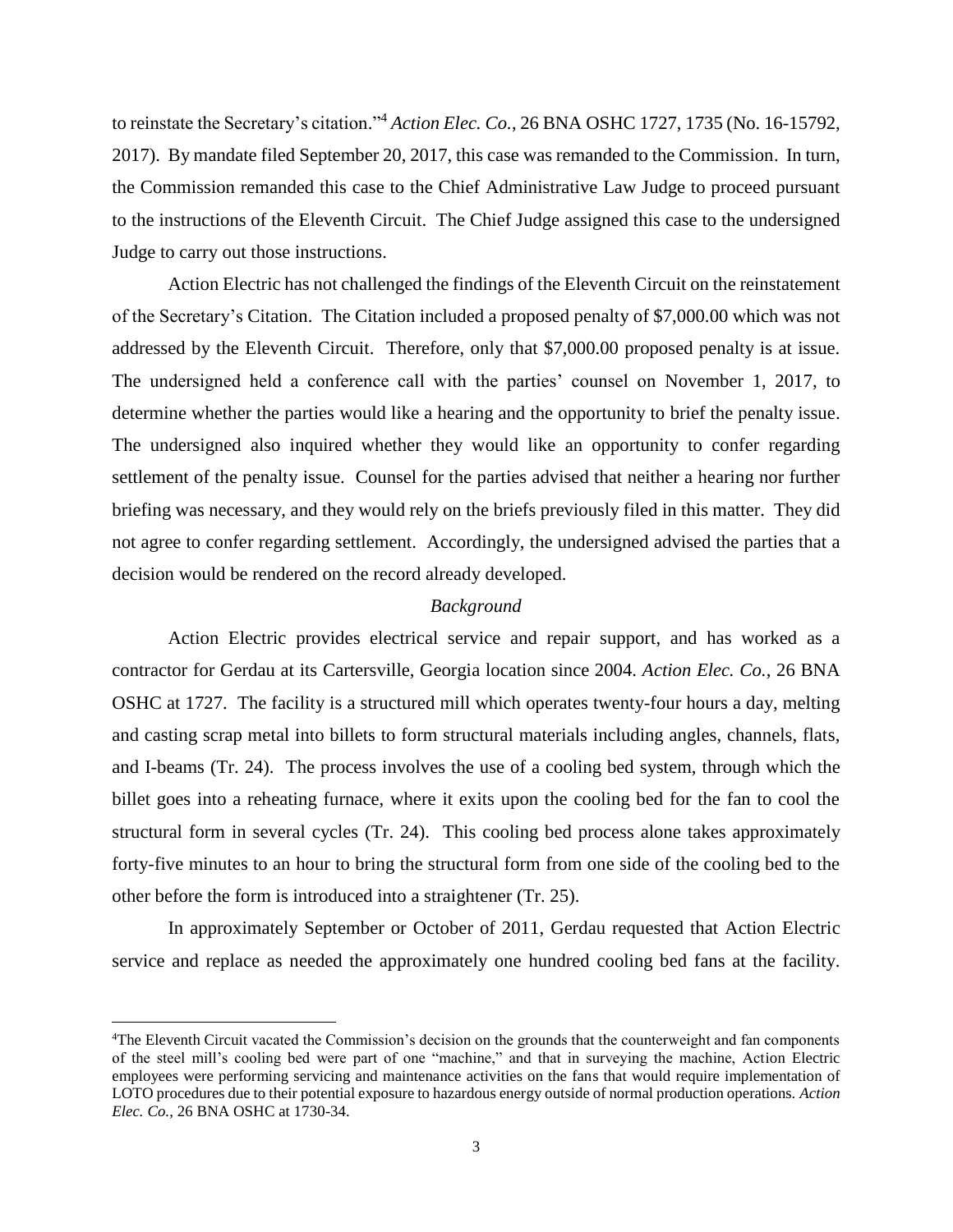to reinstate the Secretary's citation."[4] *Action Elec. Co.*, 26 BNA OSHC 1727, 1735 (No. 16-15792, 2017). By mandate filed September 20, 2017, this case was remanded to the Commission. In turn, the Commission remanded this case to the Chief Administrative Law Judge to proceed pursuant to the instructions of the Eleventh Circuit. The Chief Judge assigned this case to the undersigned Judge to carry out those instructions.

Action Electric has not challenged the findings of the Eleventh Circuit on the reinstatement of the Secretary's Citation. The Citation included a proposed penalty of $7,000.00 which was not addressed by the Eleventh Circuit. Therefore, only that $7,000.00 proposed penalty is at issue. The undersigned held a conference call with the parties' counsel on November 1, 2017, to determine whether the parties would like a hearing and the opportunity to brief the penalty issue. The undersigned also inquired whether they would like an opportunity to confer regarding settlement of the penalty issue. Counsel for the parties advised that neither a hearing nor further briefing was necessary, and they would rely on the briefs previously filed in this matter. They did not agree to confer regarding settlement. Accordingly, the undersigned advised the parties that a decision would be rendered on the record already developed.

*Background*

Action Electric provides electrical service and repair support, and has worked as a contractor for Gerdau at its Cartersville, Georgia location since 2004. *Action Elec. Co.*, 26 BNA OSHC at 1727. The facility is a structured mill which operates twenty-four hours a day, melting and casting scrap metal into billets to form structural materials including angles, channels, flats, and I-beams (Tr. 24). The process involves the use of a cooling bed system, through which the billet goes into a reheating furnace, where it exits upon the cooling bed for the fan to cool the structural form in several cycles (Tr. 24). This cooling bed process alone takes approximately forty-five minutes to an hour to bring the structural form from one side of the cooling bed to the other before the form is introduced into a straightener (Tr. 25).

In approximately September or October of 2011, Gerdau requested that Action Electric service and replace as needed the approximately one hundred cooling bed fans at the facility.

---

[4] The Eleventh Circuit vacated the Commission's decision on the grounds that the counterweight and fan components of the steel mill's cooling bed were part of one "machine," and that in surveying the machine, Action Electric employees were performing servicing and maintenance activities on the fans that would require implementation of LOTO procedures due to their potential exposure to hazardous energy outside of normal production operations. *Action Elec. Co.*, 26 BNA OSHC at 1730-34.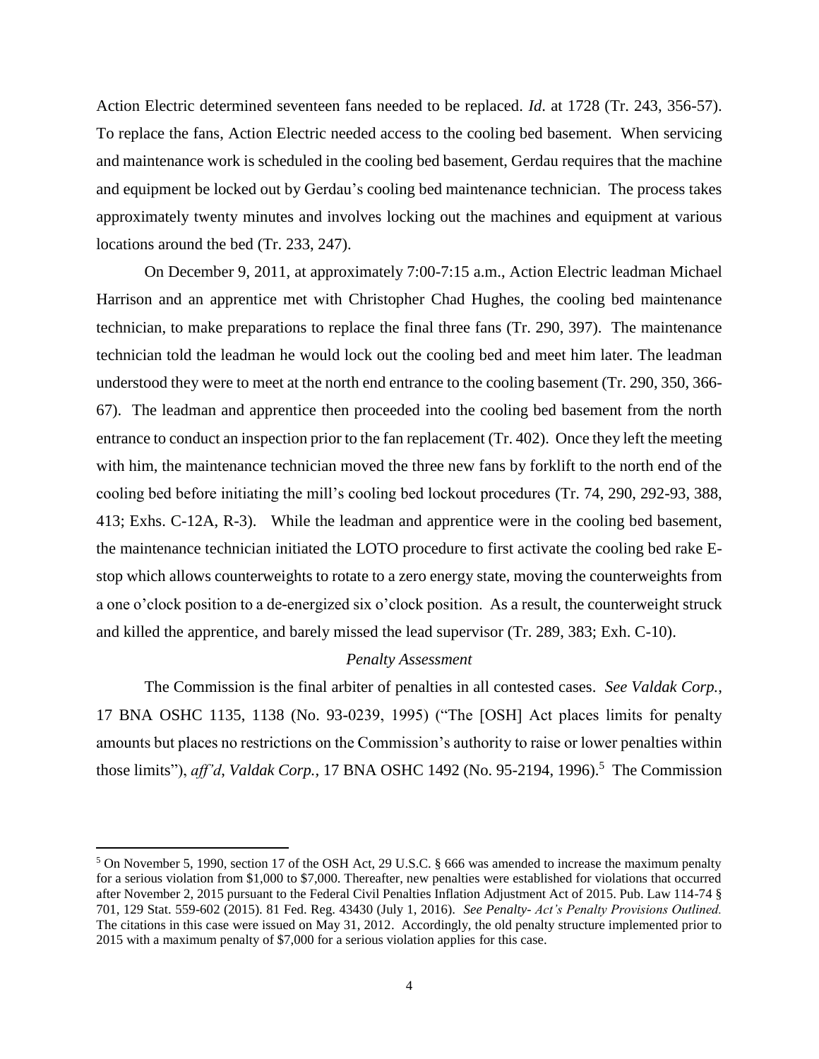Action Electric determined seventeen fans needed to be replaced. *Id.* at 1728 (Tr. 243, 356-57). To replace the fans, Action Electric needed access to the cooling bed basement. When servicing and maintenance work is scheduled in the cooling bed basement, Gerdau requires that the machine and equipment be locked out by Gerdau's cooling bed maintenance technician. The process takes approximately twenty minutes and involves locking out the machines and equipment at various locations around the bed (Tr. 233, 247).

On December 9, 2011, at approximately 7:00-7:15 a.m., Action Electric leadman Michael Harrison and an apprentice met with Christopher Chad Hughes, the cooling bed maintenance technician, to make preparations to replace the final three fans (Tr. 290, 397). The maintenance technician told the leadman he would lock out the cooling bed and meet him later. The leadman understood they were to meet at the north end entrance to the cooling basement (Tr. 290, 350, 366-67). The leadman and apprentice then proceeded into the cooling bed basement from the north entrance to conduct an inspection prior to the fan replacement (Tr. 402). Once they left the meeting with him, the maintenance technician moved the three new fans by forklift to the north end of the cooling bed before initiating the mill's cooling bed lockout procedures (Tr. 74, 290, 292-93, 388, 413; Exhs. C-12A, R-3). While the leadman and apprentice were in the cooling bed basement, the maintenance technician initiated the LOTO procedure to first activate the cooling bed rake E-stop which allows counterweights to rotate to a zero energy state, moving the counterweights from a one o'clock position to a de-energized six o'clock position. As a result, the counterweight struck and killed the apprentice, and barely missed the lead supervisor (Tr. 289, 383; Exh. C-10).

### *Penalty Assessment*

The Commission is the final arbiter of penalties in all contested cases. *See Valdak Corp.*, 17 BNA OSHC 1135, 1138 (No. 93-0239, 1995) ("The [OSH] Act places limits for penalty amounts but places no restrictions on the Commission's authority to raise or lower penalties within those limits"), *aff'd*, *Valdak Corp.*, 17 BNA OSHC 1492 (No. 95-2194, 1996).[5] The Commission

---

[5] On November 5, 1990, section 17 of the OSH Act, 29 U.S.C. § 666 was amended to increase the maximum penalty for a serious violation from $1,000 to $7,000. Thereafter, new penalties were established for violations that occurred after November 2, 2015 pursuant to the Federal Civil Penalties Inflation Adjustment Act of 2015. Pub. Law 114-74 § 701, 129 Stat. 559-602 (2015). 81 Fed. Reg. 43430 (July 1, 2016). *See Penalty- Act's Penalty Provisions Outlined.* The citations in this case were issued on May 31, 2012. Accordingly, the old penalty structure implemented prior to 2015 with a maximum penalty of $7,000 for a serious violation applies for this case.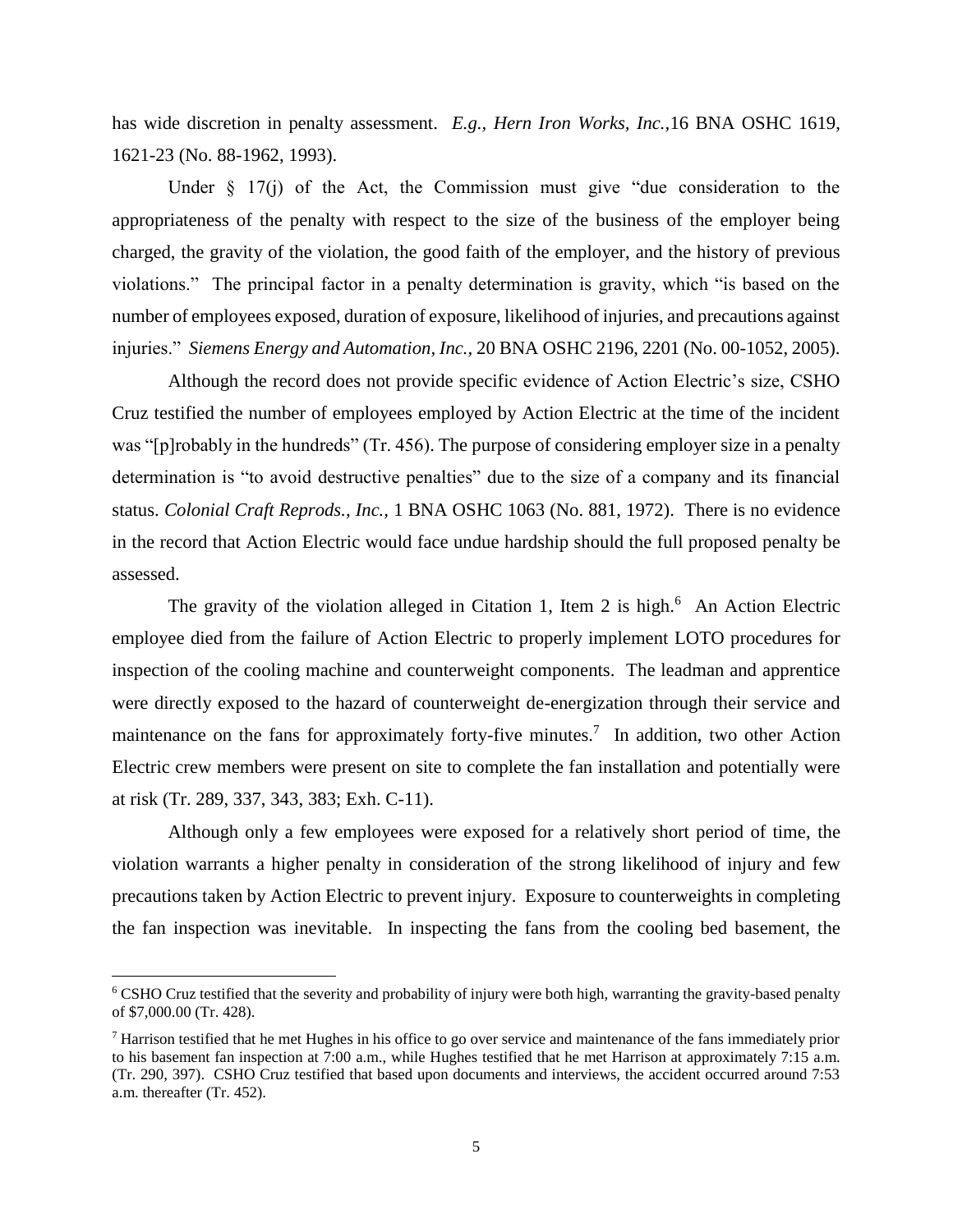has wide discretion in penalty assessment. *E.g., Hern Iron Works, Inc.,*16 BNA OSHC 1619, 1621-23 (No. 88-1962, 1993).

Under § 17(j) of the Act, the Commission must give "due consideration to the appropriateness of the penalty with respect to the size of the business of the employer being charged, the gravity of the violation, the good faith of the employer, and the history of previous violations." The principal factor in a penalty determination is gravity, which "is based on the number of employees exposed, duration of exposure, likelihood of injuries, and precautions against injuries." *Siemens Energy and Automation, Inc.*, 20 BNA OSHC 2196, 2201 (No. 00-1052, 2005).

Although the record does not provide specific evidence of Action Electric's size, CSHO Cruz testified the number of employees employed by Action Electric at the time of the incident was "[p]robably in the hundreds" (Tr. 456). The purpose of considering employer size in a penalty determination is "to avoid destructive penalties" due to the size of a company and its financial status. *Colonial Craft Reprods., Inc.*, 1 BNA OSHC 1063 (No. 881, 1972). There is no evidence in the record that Action Electric would face undue hardship should the full proposed penalty be assessed.

The gravity of the violation alleged in Citation 1, Item 2 is high.[6] An Action Electric employee died from the failure of Action Electric to properly implement LOTO procedures for inspection of the cooling machine and counterweight components. The leadman and apprentice were directly exposed to the hazard of counterweight de-energization through their service and maintenance on the fans for approximately forty-five minutes.[7] In addition, two other Action Electric crew members were present on site to complete the fan installation and potentially were at risk (Tr. 289, 337, 343, 383; Exh. C-11).

Although only a few employees were exposed for a relatively short period of time, the violation warrants a higher penalty in consideration of the strong likelihood of injury and few precautions taken by Action Electric to prevent injury. Exposure to counterweights in completing the fan inspection was inevitable. In inspecting the fans from the cooling bed basement, the

---

[6] CSHO Cruz testified that the severity and probability of injury were both high, warranting the gravity-based penalty of $7,000.00 (Tr. 428).

[7] Harrison testified that he met Hughes in his office to go over service and maintenance of the fans immediately prior to his basement fan inspection at 7:00 a.m., while Hughes testified that he met Harrison at approximately 7:15 a.m. (Tr. 290, 397). CSHO Cruz testified that based upon documents and interviews, the accident occurred around 7:53 a.m. thereafter (Tr. 452).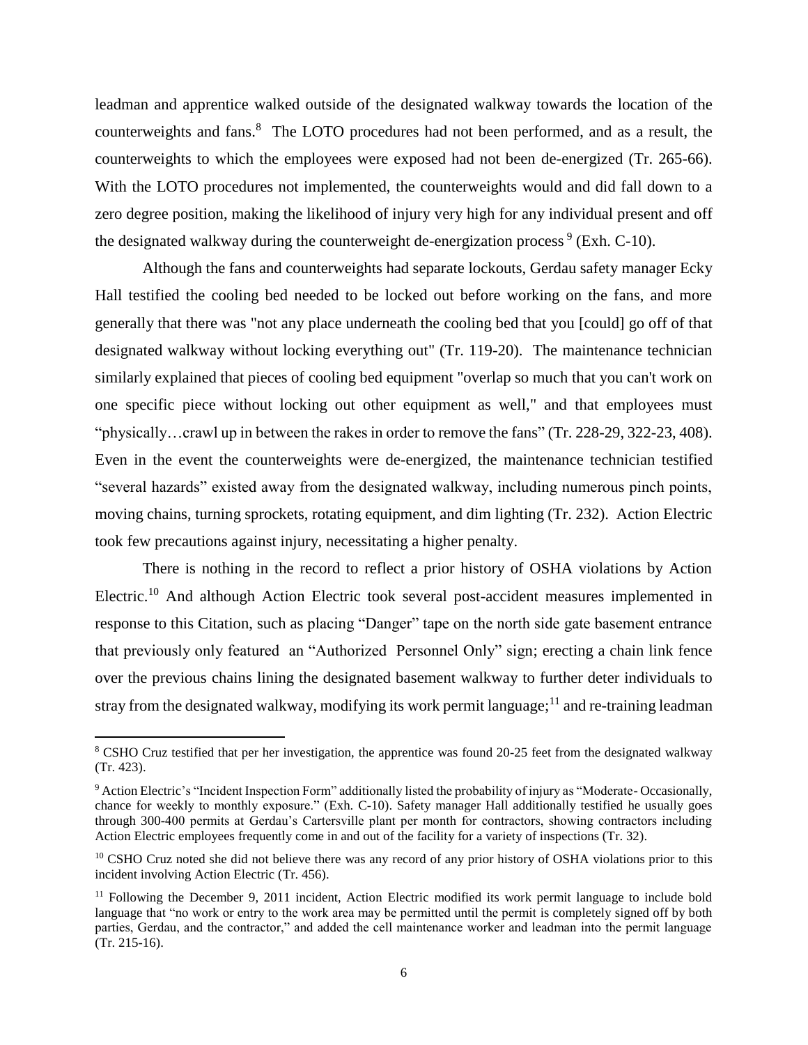leadman and apprentice walked outside of the designated walkway towards the location of the counterweights and fans.[8] The LOTO procedures had not been performed, and as a result, the counterweights to which the employees were exposed had not been de-energized (Tr. 265-66). With the LOTO procedures not implemented, the counterweights would and did fall down to a zero degree position, making the likelihood of injury very high for any individual present and off the designated walkway during the counterweight de-energization process[9] (Exh. C-10).

Although the fans and counterweights had separate lockouts, Gerdau safety manager Ecky Hall testified the cooling bed needed to be locked out before working on the fans, and more generally that there was "not any place underneath the cooling bed that you [could] go off of that designated walkway without locking everything out" (Tr. 119-20). The maintenance technician similarly explained that pieces of cooling bed equipment "overlap so much that you can't work on one specific piece without locking out other equipment as well," and that employees must "physically…crawl up in between the rakes in order to remove the fans" (Tr. 228-29, 322-23, 408). Even in the event the counterweights were de-energized, the maintenance technician testified "several hazards" existed away from the designated walkway, including numerous pinch points, moving chains, turning sprockets, rotating equipment, and dim lighting (Tr. 232). Action Electric took few precautions against injury, necessitating a higher penalty.

There is nothing in the record to reflect a prior history of OSHA violations by Action Electric.[10] And although Action Electric took several post-accident measures implemented in response to this Citation, such as placing "Danger" tape on the north side gate basement entrance that previously only featured an "Authorized Personnel Only" sign; erecting a chain link fence over the previous chains lining the designated basement walkway to further deter individuals to stray from the designated walkway, modifying its work permit language;[11] and re-training leadman

---

[8] CSHO Cruz testified that per her investigation, the apprentice was found 20-25 feet from the designated walkway (Tr. 423).

[9] Action Electric's "Incident Inspection Form" additionally listed the probability of injury as "Moderate- Occasionally, chance for weekly to monthly exposure." (Exh. C-10). Safety manager Hall additionally testified he usually goes through 300-400 permits at Gerdau's Cartersville plant per month for contractors, showing contractors including Action Electric employees frequently come in and out of the facility for a variety of inspections (Tr. 32).

[10] CSHO Cruz noted she did not believe there was any record of any prior history of OSHA violations prior to this incident involving Action Electric (Tr. 456).

[11] Following the December 9, 2011 incident, Action Electric modified its work permit language to include bold language that "no work or entry to the work area may be permitted until the permit is completely signed off by both parties, Gerdau, and the contractor," and added the cell maintenance worker and leadman into the permit language (Tr. 215-16).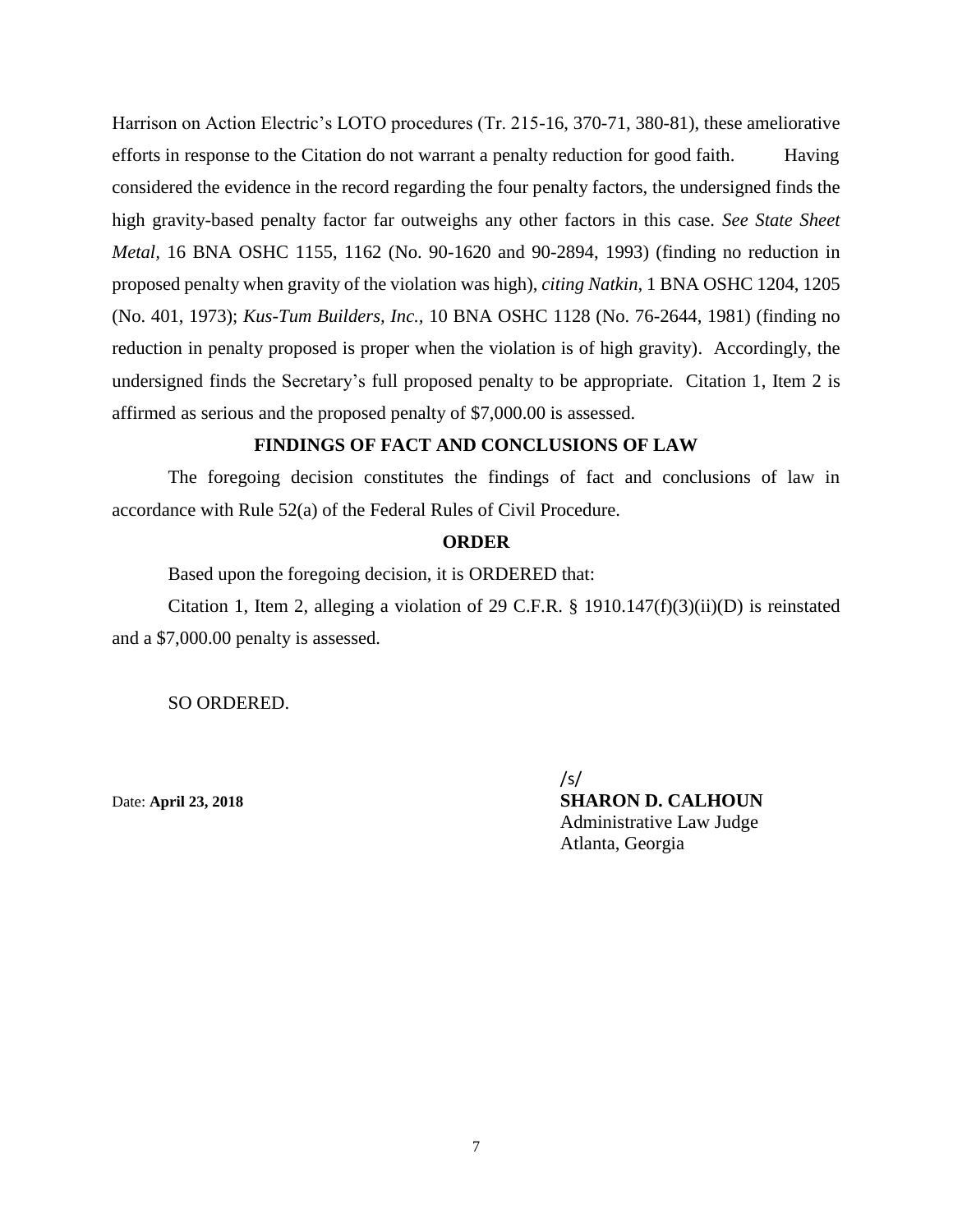Harrison on Action Electric's LOTO procedures (Tr. 215-16, 370-71, 380-81), these ameliorative efforts in response to the Citation do not warrant a penalty reduction for good faith. Having considered the evidence in the record regarding the four penalty factors, the undersigned finds the high gravity-based penalty factor far outweighs any other factors in this case. *See State Sheet Metal*, 16 BNA OSHC 1155, 1162 (No. 90-1620 and 90-2894, 1993) (finding no reduction in proposed penalty when gravity of the violation was high), *citing Natkin*, 1 BNA OSHC 1204, 1205 (No. 401, 1973); *Kus-Tum Builders, Inc.*, 10 BNA OSHC 1128 (No. 76-2644, 1981) (finding no reduction in penalty proposed is proper when the violation is of high gravity). Accordingly, the undersigned finds the Secretary's full proposed penalty to be appropriate. Citation 1, Item 2 is affirmed as serious and the proposed penalty of $7,000.00 is assessed.

**FINDINGS OF FACT AND CONCLUSIONS OF LAW**

The foregoing decision constitutes the findings of fact and conclusions of law in accordance with Rule 52(a) of the Federal Rules of Civil Procedure.

**ORDER**

Based upon the foregoing decision, it is ORDERED that:

Citation 1, Item 2, alleging a violation of 29 C.F.R. § 1910.147(f)(3)(ii)(D) is reinstated and a $7,000.00 penalty is assessed.

SO ORDERED.

/s/
**SHARON D. CALHOUN**
Administrative Law Judge
Atlanta, Georgia

Date: **April 23, 2018**